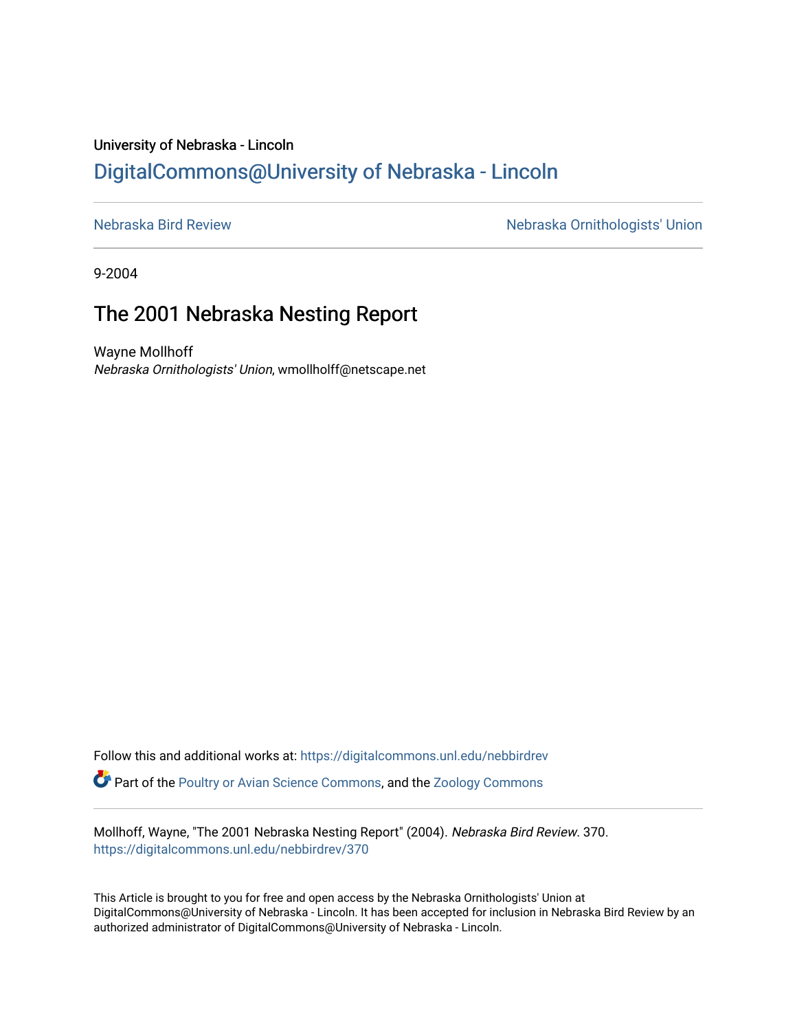University of Nebraska - Lincoln

## DigitalCommons@University of Nebraska - Lincoln

Nebraska Bird Review

Nebraska Ornithologists' Union

9-2004

# The 2001 Nebraska Nesting Report

Wayne Mollhoff
*Nebraska Ornithologists' Union*, wmollholff@netscape.net

Follow this and additional works at: https://digitalcommons.unl.edu/nebbirdrev

Part of the Poultry or Avian Science Commons, and the Zoology Commons

Mollhoff, Wayne, "The 2001 Nebraska Nesting Report" (2004). *Nebraska Bird Review*. 370.
https://digitalcommons.unl.edu/nebbirdrev/370

This Article is brought to you for free and open access by the Nebraska Ornithologists' Union at DigitalCommons@University of Nebraska - Lincoln. It has been accepted for inclusion in Nebraska Bird Review by an authorized administrator of DigitalCommons@University of Nebraska - Lincoln.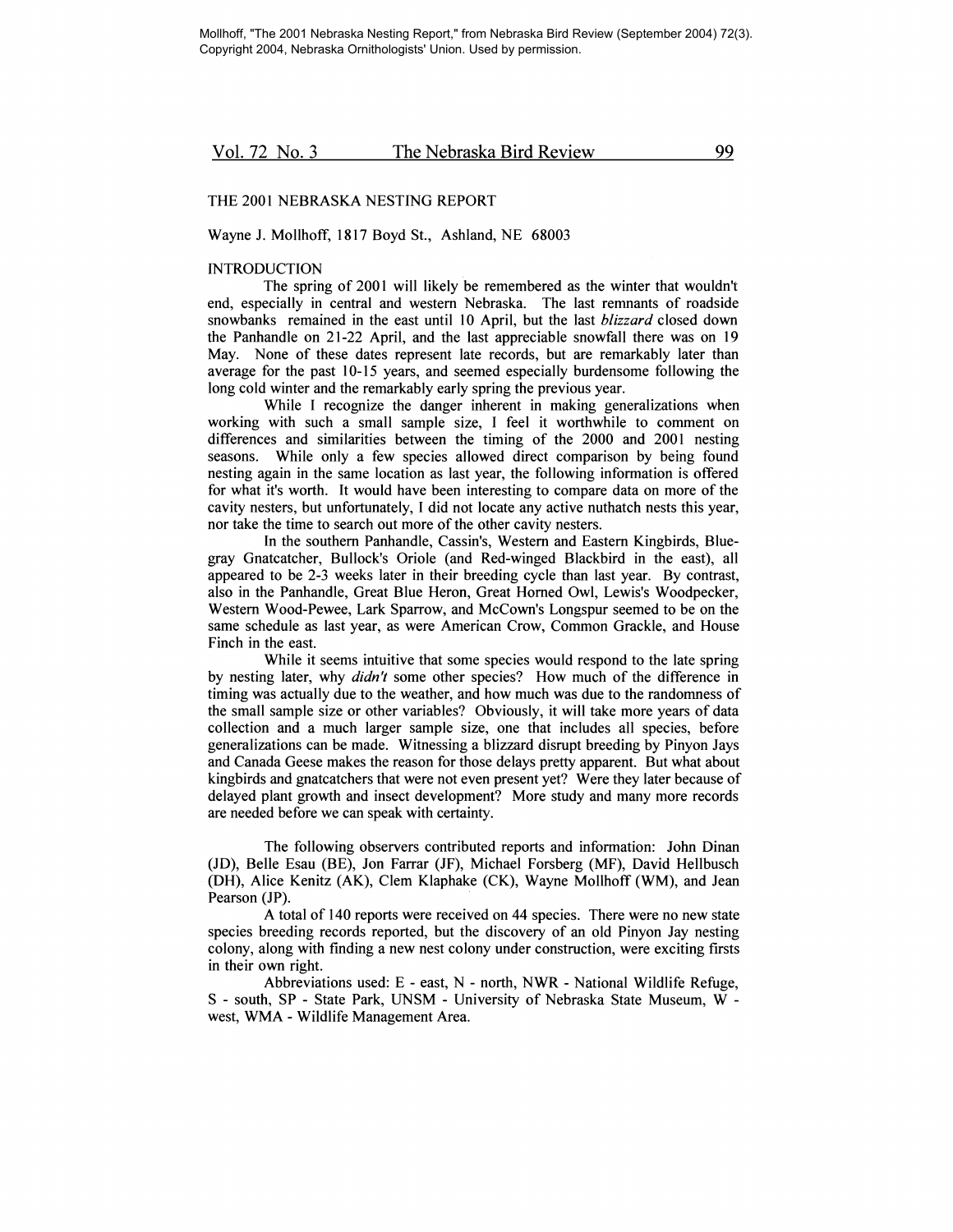Mollhoff, "The 2001 Nebraska Nesting Report," from Nebraska Bird Review (September 2004) 72(3). Copyright 2004, Nebraska Ornithologists' Union. Used by permission.

# THE 2001 NEBRASKA NESTING REPORT

Wayne J. Mollhoff, 1817 Boyd St., Ashland, NE 68003

## INTRODUCTION

The spring of 2001 will likely be remembered as the winter that wouldn't end, especially in central and western Nebraska. The last remnants of roadside snowbanks remained in the east until 10 April, but the last *blizzard* closed down the Panhandle on 21-22 April, and the last appreciable snowfall there was on 19 May. None of these dates represent late records, but are remarkably later than average for the past 10-15 years, and seemed especially burdensome following the long cold winter and the remarkably early spring the previous year.

While I recognize the danger inherent in making generalizations when working with such a small sample size, I feel it worthwhile to comment on differences and similarities between the timing of the 2000 and 2001 nesting seasons. While only a few species allowed direct comparison by being found nesting again in the same location as last year, the following information is offered for what it's worth. It would have been interesting to compare data on more of the cavity nesters, but unfortunately, I did not locate any active nuthatch nests this year, nor take the time to search out more of the other cavity nesters.

In the southern Panhandle, Cassin's, Western and Eastern Kingbirds, Blue-gray Gnatcatcher, Bullock's Oriole (and Red-winged Blackbird in the east), all appeared to be 2-3 weeks later in their breeding cycle than last year. By contrast, also in the Panhandle, Great Blue Heron, Great Horned Owl, Lewis's Woodpecker, Western Wood-Pewee, Lark Sparrow, and McCown's Longspur seemed to be on the same schedule as last year, as were American Crow, Common Grackle, and House Finch in the east.

While it seems intuitive that some species would respond to the late spring by nesting later, why *didn't* some other species? How much of the difference in timing was actually due to the weather, and how much was due to the randomness of the small sample size or other variables? Obviously, it will take more years of data collection and a much larger sample size, one that includes all species, before generalizations can be made. Witnessing a blizzard disrupt breeding by Pinyon Jays and Canada Geese makes the reason for those delays pretty apparent. But what about kingbirds and gnatcatchers that were not even present yet? Were they later because of delayed plant growth and insect development? More study and many more records are needed before we can speak with certainty.

The following observers contributed reports and information: John Dinan (JD), Belle Esau (BE), Jon Farrar (JF), Michael Forsberg (MF), David Hellbusch (DH), Alice Kenitz (AK), Clem Klaphake (CK), Wayne Mollhoff (WM), and Jean Pearson (JP).

A total of 140 reports were received on 44 species. There were no new state species breeding records reported, but the discovery of an old Pinyon Jay nesting colony, along with finding a new nest colony under construction, were exciting firsts in their own right.

Abbreviations used: E - east, N - north, NWR - National Wildlife Refuge, S - south, SP - State Park, UNSM - University of Nebraska State Museum, W - west, WMA - Wildlife Management Area.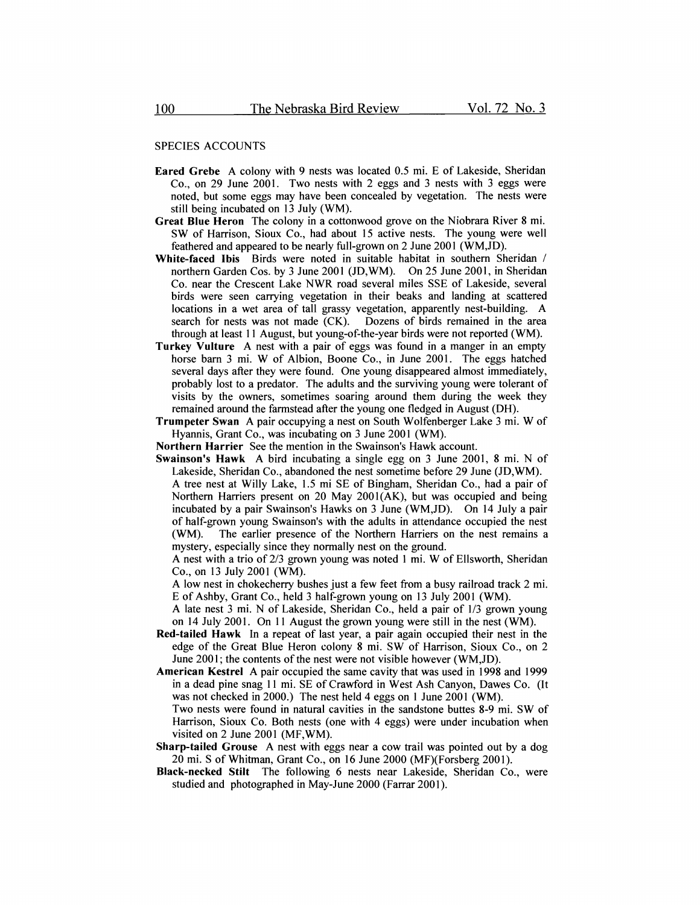SPECIES ACCOUNTS

**Eared Grebe** A colony with 9 nests was located 0.5 mi. E of Lakeside, Sheridan Co., on 29 June 2001. Two nests with 2 eggs and 3 nests with 3 eggs were noted, but some eggs may have been concealed by vegetation. The nests were still being incubated on 13 July (WM).

**Great Blue Heron** The colony in a cottonwood grove on the Niobrara River 8 mi. SW of Harrison, Sioux Co., had about 15 active nests. The young were well feathered and appeared to be nearly full-grown on 2 June 2001 (WM,JD).

**White-faced Ibis** Birds were noted in suitable habitat in southern Sheridan / northern Garden Cos. by 3 June 2001 (JD,WM). On 25 June 2001, in Sheridan Co. near the Crescent Lake NWR road several miles SSE of Lakeside, several birds were seen carrying vegetation in their beaks and landing at scattered locations in a wet area of tall grassy vegetation, apparently nest-building. A search for nests was not made (CK). Dozens of birds remained in the area through at least 11 August, but young-of-the-year birds were not reported (WM).

**Turkey Vulture** A nest with a pair of eggs was found in a manger in an empty horse barn 3 mi. W of Albion, Boone Co., in June 2001. The eggs hatched several days after they were found. One young disappeared almost immediately, probably lost to a predator. The adults and the surviving young were tolerant of visits by the owners, sometimes soaring around them during the week they remained around the farmstead after the young one fledged in August (DH).

**Trumpeter Swan** A pair occupying a nest on South Wolfenberger Lake 3 mi. W of Hyannis, Grant Co., was incubating on 3 June 2001 (WM).

**Northern Harrier** See the mention in the Swainson's Hawk account.

**Swainson's Hawk** A bird incubating a single egg on 3 June 2001, 8 mi. N of Lakeside, Sheridan Co., abandoned the nest sometime before 29 June (JD,WM).

A tree nest at Willy Lake, 1.5 mi SE of Bingham, Sheridan Co., had a pair of Northern Harriers present on 20 May 2001(AK), but was occupied and being incubated by a pair Swainson's Hawks on 3 June (WM,JD). On 14 July a pair of half-grown young Swainson's with the adults in attendance occupied the nest (WM). The earlier presence of the Northern Harriers on the nest remains a mystery, especially since they normally nest on the ground.

A nest with a trio of 2/3 grown young was noted 1 mi. W of Ellsworth, Sheridan Co., on 13 July 2001 (WM).

A low nest in chokecherry bushes just a few feet from a busy railroad track 2 mi. E of Ashby, Grant Co., held 3 half-grown young on 13 July 2001 (WM).

A late nest 3 mi. N of Lakeside, Sheridan Co., held a pair of 1/3 grown young on 14 July 2001. On 11 August the grown young were still in the nest (WM).

**Red-tailed Hawk** In a repeat of last year, a pair again occupied their nest in the edge of the Great Blue Heron colony 8 mi. SW of Harrison, Sioux Co., on 2 June 2001; the contents of the nest were not visible however (WM,JD).

**American Kestrel** A pair occupied the same cavity that was used in 1998 and 1999 in a dead pine snag 11 mi. SE of Crawford in West Ash Canyon, Dawes Co. (It was not checked in 2000.) The nest held 4 eggs on 1 June 2001 (WM).

Two nests were found in natural cavities in the sandstone buttes 8-9 mi. SW of Harrison, Sioux Co. Both nests (one with 4 eggs) were under incubation when visited on 2 June 2001 (MF,WM).

**Sharp-tailed Grouse** A nest with eggs near a cow trail was pointed out by a dog 20 mi. S of Whitman, Grant Co., on 16 June 2000 (MF)(Forsberg 2001).

**Black-necked Stilt** The following 6 nests near Lakeside, Sheridan Co., were studied and photographed in May-June 2000 (Farrar 2001).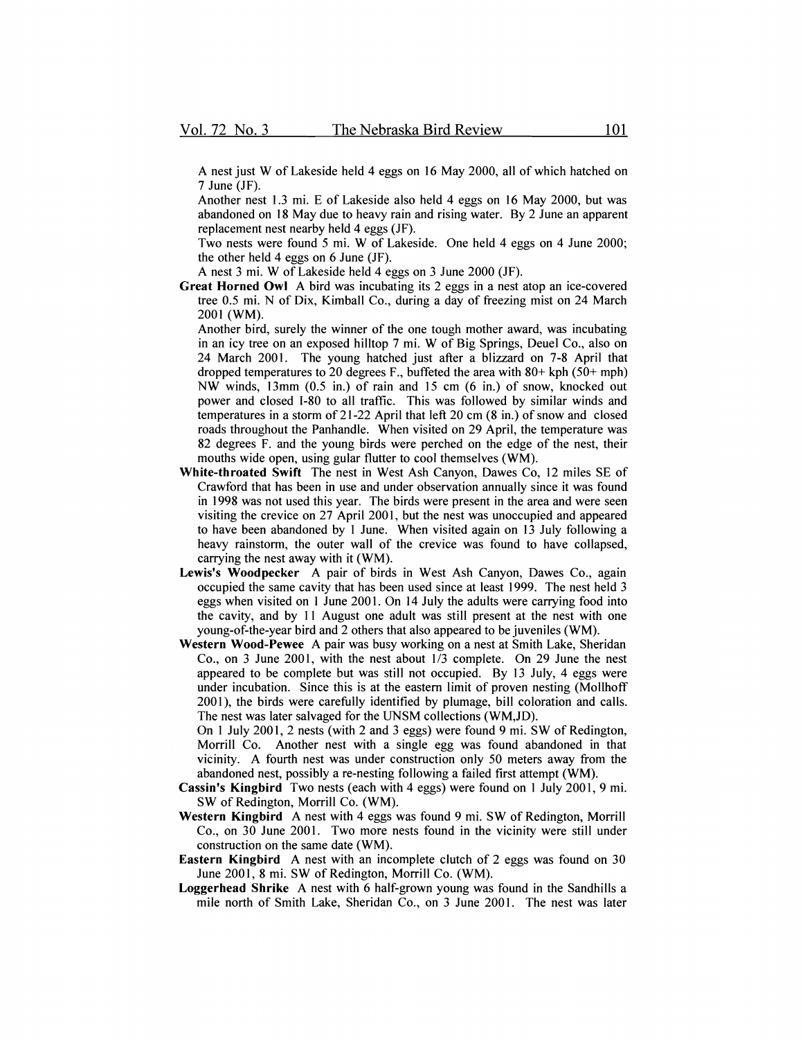A nest just W of Lakeside held 4 eggs on 16 May 2000, all of which hatched on 7 June (JF).

Another nest 1.3 mi. E of Lakeside also held 4 eggs on 16 May 2000, but was abandoned on 18 May due to heavy rain and rising water. By 2 June an apparent replacement nest nearby held 4 eggs (JF).

Two nests were found 5 mi. W of Lakeside. One held 4 eggs on 4 June 2000; the other held 4 eggs on 6 June (JF).

A nest 3 mi. W of Lakeside held 4 eggs on 3 June 2000 (JF).

**Great Horned Owl** A bird was incubating its 2 eggs in a nest atop an ice-covered tree 0.5 mi. N of Dix, Kimball Co., during a day of freezing mist on 24 March 2001 (WM).

Another bird, surely the winner of the one tough mother award, was incubating in an icy tree on an exposed hilltop 7 mi. W of Big Springs, Deuel Co., also on 24 March 2001. The young hatched just after a blizzard on 7-8 April that dropped temperatures to 20 degrees F., buffeted the area with 80+ kph (50+ mph) NW winds, 13mm (0.5 in.) of rain and 15 cm (6 in.) of snow, knocked out power and closed I-80 to all traffic. This was followed by similar winds and temperatures in a storm of 21-22 April that left 20 cm (8 in.) of snow and closed roads throughout the Panhandle. When visited on 29 April, the temperature was 82 degrees F. and the young birds were perched on the edge of the nest, their mouths wide open, using gular flutter to cool themselves (WM).

**White-throated Swift** The nest in West Ash Canyon, Dawes Co, 12 miles SE of Crawford that has been in use and under observation annually since it was found in 1998 was not used this year. The birds were present in the area and were seen visiting the crevice on 27 April 2001, but the nest was unoccupied and appeared to have been abandoned by 1 June. When visited again on 13 July following a heavy rainstorm, the outer wall of the crevice was found to have collapsed, carrying the nest away with it (WM).

**Lewis's Woodpecker** A pair of birds in West Ash Canyon, Dawes Co., again occupied the same cavity that has been used since at least 1999. The nest held 3 eggs when visited on 1 June 2001. On 14 July the adults were carrying food into the cavity, and by 11 August one adult was still present at the nest with one young-of-the-year bird and 2 others that also appeared to be juveniles (WM).

**Western Wood-Pewee** A pair was busy working on a nest at Smith Lake, Sheridan Co., on 3 June 2001, with the nest about 1/3 complete. On 29 June the nest appeared to be complete but was still not occupied. By 13 July, 4 eggs were under incubation. Since this is at the eastern limit of proven nesting (Mollhoff 2001), the birds were carefully identified by plumage, bill coloration and calls. The nest was later salvaged for the UNSM collections (WM,JD).

On 1 July 2001, 2 nests (with 2 and 3 eggs) were found 9 mi. SW of Redington, Morrill Co. Another nest with a single egg was found abandoned in that vicinity. A fourth nest was under construction only 50 meters away from the abandoned nest, possibly a re-nesting following a failed first attempt (WM).

**Cassin's Kingbird** Two nests (each with 4 eggs) were found on 1 July 2001, 9 mi. SW of Redington, Morrill Co. (WM).

**Western Kingbird** A nest with 4 eggs was found 9 mi. SW of Redington, Morrill Co., on 30 June 2001. Two more nests found in the vicinity were still under construction on the same date (WM).

**Eastern Kingbird** A nest with an incomplete clutch of 2 eggs was found on 30 June 2001, 8 mi. SW of Redington, Morrill Co. (WM).

**Loggerhead Shrike** A nest with 6 half-grown young was found in the Sandhills a mile north of Smith Lake, Sheridan Co., on 3 June 2001. The nest was later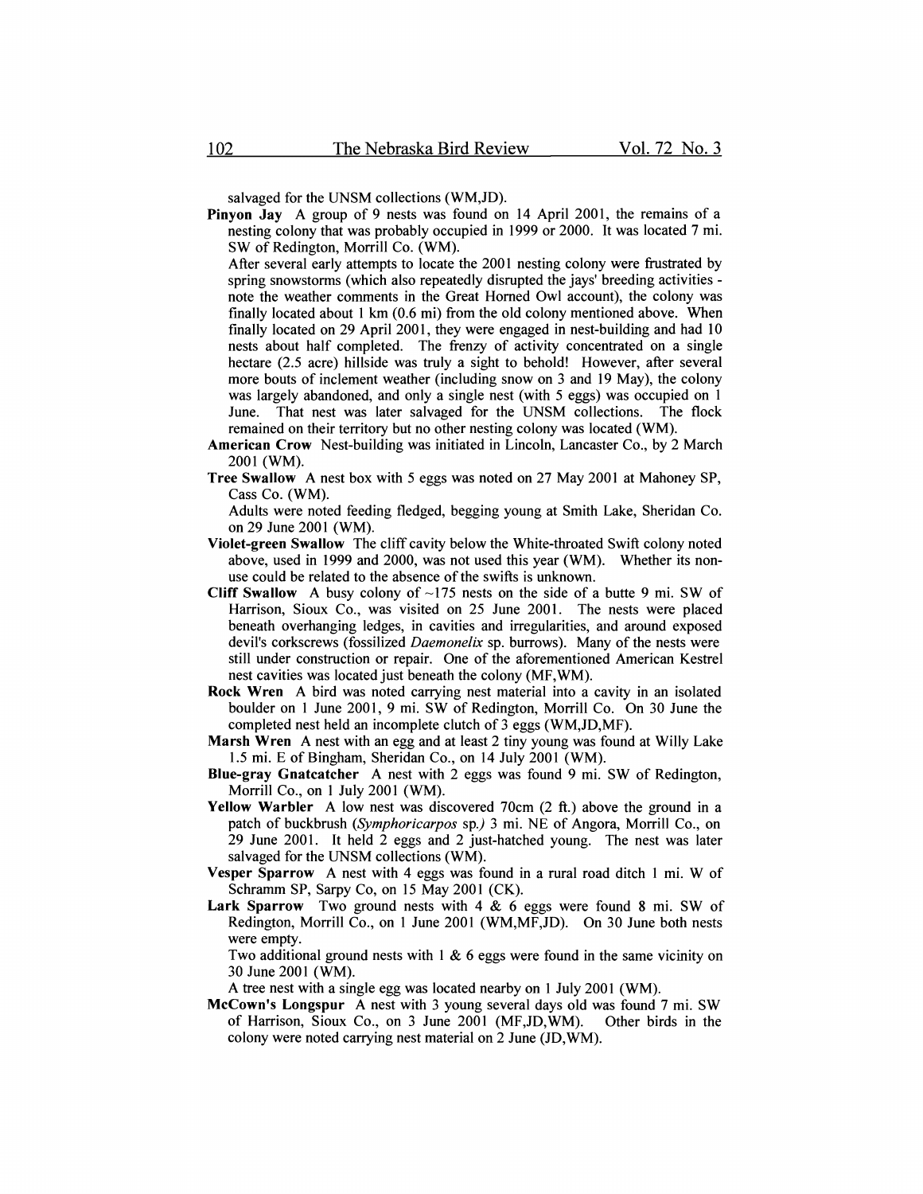salvaged for the UNSM collections (WM,JD).

**Pinyon Jay** A group of 9 nests was found on 14 April 2001, the remains of a nesting colony that was probably occupied in 1999 or 2000. It was located 7 mi. SW of Redington, Morrill Co. (WM).

After several early attempts to locate the 2001 nesting colony were frustrated by spring snowstorms (which also repeatedly disrupted the jays' breeding activities - note the weather comments in the Great Horned Owl account), the colony was finally located about 1 km (0.6 mi) from the old colony mentioned above. When finally located on 29 April 2001, they were engaged in nest-building and had 10 nests about half completed. The frenzy of activity concentrated on a single hectare (2.5 acre) hillside was truly a sight to behold! However, after several more bouts of inclement weather (including snow on 3 and 19 May), the colony was largely abandoned, and only a single nest (with 5 eggs) was occupied on 1 June. That nest was later salvaged for the UNSM collections. The flock remained on their territory but no other nesting colony was located (WM).

**American Crow** Nest-building was initiated in Lincoln, Lancaster Co., by 2 March 2001 (WM).

**Tree Swallow** A nest box with 5 eggs was noted on 27 May 2001 at Mahoney SP, Cass Co. (WM).

Adults were noted feeding fledged, begging young at Smith Lake, Sheridan Co. on 29 June 2001 (WM).

**Violet-green Swallow** The cliff cavity below the White-throated Swift colony noted above, used in 1999 and 2000, was not used this year (WM). Whether its non-use could be related to the absence of the swifts is unknown.

**Cliff Swallow** A busy colony of ~175 nests on the side of a butte 9 mi. SW of Harrison, Sioux Co., was visited on 25 June 2001. The nests were placed beneath overhanging ledges, in cavities and irregularities, and around exposed devil's corkscrews (fossilized *Daemonelix* sp. burrows). Many of the nests were still under construction or repair. One of the aforementioned American Kestrel nest cavities was located just beneath the colony (MF,WM).

**Rock Wren** A bird was noted carrying nest material into a cavity in an isolated boulder on 1 June 2001, 9 mi. SW of Redington, Morrill Co. On 30 June the completed nest held an incomplete clutch of 3 eggs (WM,JD,MF).

**Marsh Wren** A nest with an egg and at least 2 tiny young was found at Willy Lake 1.5 mi. E of Bingham, Sheridan Co., on 14 July 2001 (WM).

**Blue-gray Gnatcatcher** A nest with 2 eggs was found 9 mi. SW of Redington, Morrill Co., on 1 July 2001 (WM).

**Yellow Warbler** A low nest was discovered 70cm (2 ft.) above the ground in a patch of buckbrush (*Symphoricarpos* sp.) 3 mi. NE of Angora, Morrill Co., on 29 June 2001. It held 2 eggs and 2 just-hatched young. The nest was later salvaged for the UNSM collections (WM).

**Vesper Sparrow** A nest with 4 eggs was found in a rural road ditch 1 mi. W of Schramm SP, Sarpy Co, on 15 May 2001 (CK).

**Lark Sparrow** Two ground nests with 4 & 6 eggs were found 8 mi. SW of Redington, Morrill Co., on 1 June 2001 (WM,MF,JD). On 30 June both nests were empty.

Two additional ground nests with 1 & 6 eggs were found in the same vicinity on 30 June 2001 (WM).

A tree nest with a single egg was located nearby on 1 July 2001 (WM).

**McCown's Longspur** A nest with 3 young several days old was found 7 mi. SW of Harrison, Sioux Co., on 3 June 2001 (MF,JD,WM). Other birds in the colony were noted carrying nest material on 2 June (JD,WM).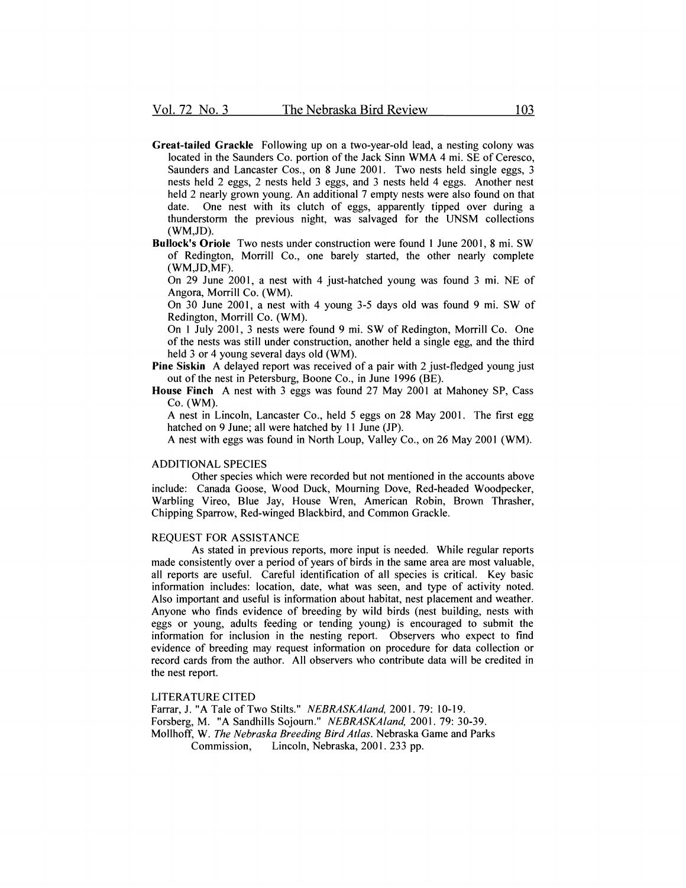**Great-tailed Grackle** Following up on a two-year-old lead, a nesting colony was located in the Saunders Co. portion of the Jack Sinn WMA 4 mi. SE of Ceresco, Saunders and Lancaster Cos., on 8 June 2001. Two nests held single eggs, 3 nests held 2 eggs, 2 nests held 3 eggs, and 3 nests held 4 eggs. Another nest held 2 nearly grown young. An additional 7 empty nests were also found on that date. One nest with its clutch of eggs, apparently tipped over during a thunderstorm the previous night, was salvaged for the UNSM collections (WM,JD).

**Bullock's Oriole** Two nests under construction were found 1 June 2001, 8 mi. SW of Redington, Morrill Co., one barely started, the other nearly complete (WM,JD,MF).

On 29 June 2001, a nest with 4 just-hatched young was found 3 mi. NE of Angora, Morrill Co. (WM).

On 30 June 2001, a nest with 4 young 3-5 days old was found 9 mi. SW of Redington, Morrill Co. (WM).

On 1 July 2001, 3 nests were found 9 mi. SW of Redington, Morrill Co. One of the nests was still under construction, another held a single egg, and the third held 3 or 4 young several days old (WM).

**Pine Siskin** A delayed report was received of a pair with 2 just-fledged young just out of the nest in Petersburg, Boone Co., in June 1996 (BE).

**House Finch** A nest with 3 eggs was found 27 May 2001 at Mahoney SP, Cass Co. (WM).

A nest in Lincoln, Lancaster Co., held 5 eggs on 28 May 2001. The first egg hatched on 9 June; all were hatched by 11 June (JP).

A nest with eggs was found in North Loup, Valley Co., on 26 May 2001 (WM).

## ADDITIONAL SPECIES

Other species which were recorded but not mentioned in the accounts above include: Canada Goose, Wood Duck, Mourning Dove, Red-headed Woodpecker, Warbling Vireo, Blue Jay, House Wren, American Robin, Brown Thrasher, Chipping Sparrow, Red-winged Blackbird, and Common Grackle.

## REQUEST FOR ASSISTANCE

As stated in previous reports, more input is needed. While regular reports made consistently over a period of years of birds in the same area are most valuable, all reports are useful. Careful identification of all species is critical. Key basic information includes: location, date, what was seen, and type of activity noted. Also important and useful is information about habitat, nest placement and weather. Anyone who finds evidence of breeding by wild birds (nest building, nests with eggs or young, adults feeding or tending young) is encouraged to submit the information for inclusion in the nesting report. Observers who expect to find evidence of breeding may request information on procedure for data collection or record cards from the author. All observers who contribute data will be credited in the nest report.

## LITERATURE CITED

Farrar, J. "A Tale of Two Stilts." *NEBRASKAland,* 2001. 79: 10-19.

Forsberg, M. "A Sandhills Sojourn." *NEBRASKAland,* 2001. 79: 30-39.

Mollhoff, W. *The Nebraska Breeding Bird Atlas*. Nebraska Game and Parks Commission, Lincoln, Nebraska, 2001. 233 pp.